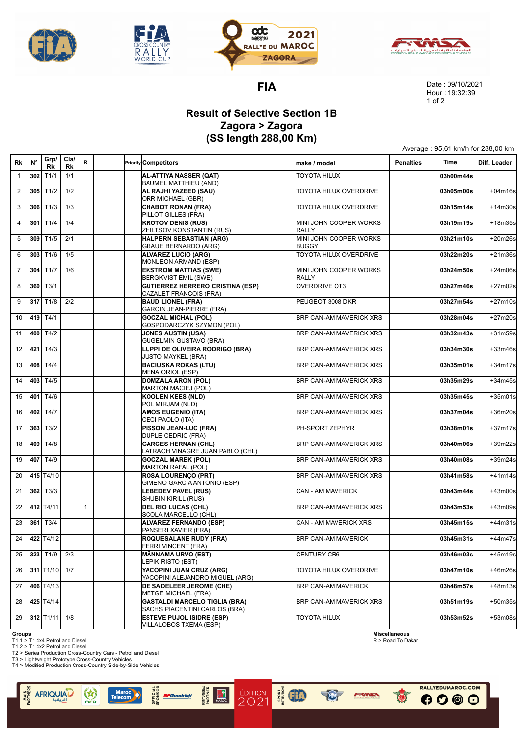# FIA

Date : 09/10/2021
Hour : 19:32:39

## Result of Selective Section 1B
## Zagora > Zagora
## (SS length 288,00 Km)

Average : 95,61 km/h for 288,00 km

| Rk | N° | Grp/ Rk | Cla/ Rk | R | | | Priority | Competitors | make / model | Penalties | Time | Diff. Leader |
|---|---|---|---|---|---|---|---|---|---|---|---|---|
| 1 | 302 | T1/1 | 1/1 | | | | | **AL-ATTIYA NASSER (QAT)** BAUMEL MATTHIEU (AND) | TOYOTA HILUX | | 03h00m44s | |
| 2 | 305 | T1/2 | 1/2 | | | | | **AL RAJHI YAZEED (SAU)** ORR MICHAEL (GBR) | TOYOTA HILUX OVERDRIVE | | 03h05m00s | +04m16s |
| 3 | 306 | T1/3 | 1/3 | | | | | **CHABOT RONAN (FRA)** PILLOT GILLES (FRA) | TOYOTA HILUX OVERDRIVE | | 03h15m14s | +14m30s |
| 4 | 301 | T1/4 | 1/4 | | | | | **KROTOV DENIS (RUS)** ZHILTSOV KONSTANTIN (RUS) | MINI JOHN COOPER WORKS RALLY | | 03h19m19s | +18m35s |
| 5 | 309 | T1/5 | 2/1 | | | | | **HALPERN SEBASTIAN (ARG)** GRAUE BERNARDO (ARG) | MINI JOHN COOPER WORKS BUGGY | | 03h21m10s | +20m26s |
| 6 | 303 | T1/6 | 1/5 | | | | | **ALVAREZ LUCIO (ARG)** MONLEON ARMAND (ESP) | TOYOTA HILUX OVERDRIVE | | 03h22m20s | +21m36s |
| 7 | 304 | T1/7 | 1/6 | | | | | **EKSTROM MATTIAS (SWE)** BERGKVIST EMIL (SWE) | MINI JOHN COOPER WORKS RALLY | | 03h24m50s | +24m06s |
| 8 | 360 | T3/1 | | | | | | **GUTIERREZ HERRERO CRISTINA (ESP)** CAZALET FRANCOIS (FRA) | OVERDRIVE OT3 | | 03h27m46s | +27m02s |
| 9 | 317 | T1/8 | 2/2 | | | | | **BAUD LIONEL (FRA)** GARCIN JEAN-PIERRE (FRA) | PEUGEOT 3008 DKR | | 03h27m54s | +27m10s |
| 10 | 419 | T4/1 | | | | | | **GOCZAL MICHAL (POL)** GOSPODARCZYK SZYMON (POL) | BRP CAN-AM MAVERICK XRS | | 03h28m04s | +27m20s |
| 11 | 400 | T4/2 | | | | | | **JONES AUSTIN (USA)** GUGELMIN GUSTAVO (BRA) | BRP CAN-AM MAVERICK XRS | | 03h32m43s | +31m59s |
| 12 | 421 | T4/3 | | | | | | **LUPPI DE OLIVEIRA RODRIGO (BRA)** JUSTO MAYKEL (BRA) | BRP CAN-AM MAVERICK XRS | | 03h34m30s | +33m46s |
| 13 | 408 | T4/4 | | | | | | **BACIUSKA ROKAS (LTU)** MENA ORIOL (ESP) | BRP CAN-AM MAVERICK XRS | | 03h35m01s | +34m17s |
| 14 | 403 | T4/5 | | | | | | **DOMZALA ARON (POL)** MARTON MACIEJ (POL) | BRP CAN-AM MAVERICK XRS | | 03h35m29s | +34m45s |
| 15 | 401 | T4/6 | | | | | | **KOOLEN KEES (NLD)** POL MIRJAM (NLD) | BRP CAN-AM MAVERICK XRS | | 03h35m45s | +35m01s |
| 16 | 402 | T4/7 | | | | | | **AMOS EUGENIO (ITA)** CECI PAOLO (ITA) | BRP CAN-AM MAVERICK XRS | | 03h37m04s | +36m20s |
| 17 | 363 | T3/2 | | | | | | **PISSON JEAN-LUC (FRA)** DUPLE CEDRIC (FRA) | PH-SPORT ZEPHYR | | 03h38m01s | +37m17s |
| 18 | 409 | T4/8 | | | | | | **GARCES HERNAN (CHL)** LATRACH VINAGRE JUAN PABLO (CHL) | BRP CAN-AM MAVERICK XRS | | 03h40m06s | +39m22s |
| 19 | 407 | T4/9 | | | | | | **GOCZAL MAREK (POL)** MARTON RAFAL (POL) | BRP CAN-AM MAVERICK XRS | | 03h40m08s | +39m24s |
| 20 | 415 | T4/10 | | | | | | **ROSA LOURENÇO (PRT)** GIMENO GARCÍA ANTONIO (ESP) | BRP CAN-AM MAVERICK XRS | | 03h41m58s | +41m14s |
| 21 | 362 | T3/3 | | | | | | **LEBEDEV PAVEL (RUS)** SHUBIN KIRILL (RUS) | CAN - AM MAVERICK | | 03h43m44s | +43m00s |
| 22 | 412 | T4/11 | | 1 | | | | **DEL RIO LUCAS (CHL)** SCOLA MARCELLO (CHL) | BRP CAN-AM MAVERICK XRS | | 03h43m53s | +43m09s |
| 23 | 361 | T3/4 | | | | | | **ALVAREZ FERNANDO (ESP)** PANSERI XAVIER (FRA) | CAN - AM MAVERICK XRS | | 03h45m15s | +44m31s |
| 24 | 422 | T4/12 | | | | | | **ROQUESALANE RUDY (FRA)** FERRI VINCENT (FRA) | BRP CAN-AM MAVERICK | | 03h45m31s | +44m47s |
| 25 | 323 | T1/9 | 2/3 | | | | | **MÄNNAMA URVO (EST)** LEPIK RISTO (EST) | CENTURY CR6 | | 03h46m03s | +45m19s |
| 26 | 311 | T1/10 | 1/7 | | | | | **YACOPINI JUAN CRUZ (ARG)** YACOPINI ALEJANDRO MIGUEL (ARG) | TOYOTA HILUX OVERDRIVE | | 03h47m10s | +46m26s |
| 27 | 406 | T4/13 | | | | | | **DE SADELEER JEROME (CHE)** METGE MICHAEL (FRA) | BRP CAN-AM MAVERICK | | 03h48m57s | +48m13s |
| 28 | 425 | T4/14 | | | | | | **GASTALDI MARCELO TIGLIA (BRA)** SACHS PIACENTINI CARLOS (BRA) | BRP CAN-AM MAVERICK XRS | | 03h51m19s | +50m35s |
| 29 | 312 | T1/11 | 1/8 | | | | | **ESTEVE PUJOL ISIDRE (ESP)** VILLALOBOS TXEMA (ESP) | TOYOTA HILUX | | 03h53m52s | +53m08s |

**Groups**
T1.1 > T1 4x4 Petrol and Diesel
T1.2 > T1 4x2 Petrol and Diesel
T2 > Series Production Cross-Country Cars - Petrol and Diesel
T3 > Lightweight Prototype Cross-Country Vehicles
T4 > Modified Production Cross-Country Side-by-Side Vehicles

**Miscellaneous**
R > Road To Dakar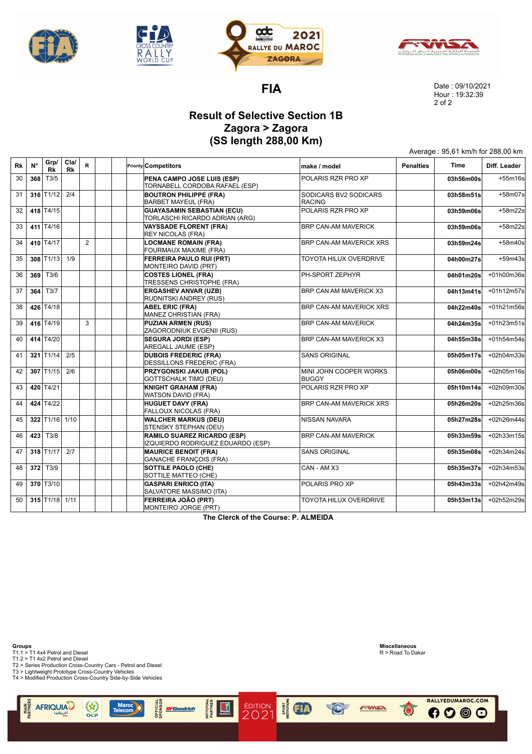# FIA

Date : 09/10/2021
Hour : 19:32:39

## Result of Selective Section 1B
## Zagora > Zagora
## (SS length 288,00 Km)

Average : 95,61 km/h for 288,00 km

| Rk | N° | Grp/ Rk | Cla/ Rk | R | | | Priority | Competitors | make / model | Penalties | Time | Diff. Leader |
|---|---|---|---|---|---|---|---|---|---|---|---|---|
| 30 | **368** | T3/5 | | | | | | **PENA CAMPO JOSE LUIS (ESP)** TORNABELL CORDOBA RAFAEL (ESP) | POLARIS RZR PRO XP | | **03h56m00s** | +55m16s |
| 31 | **316** | T1/12 | 2/4 | | | | | **BOUTRON PHILIPPE (FRA)** BARBET MAYEUL (FRA) | SODICARS BV2 SODICARS RACING | | **03h58m51s** | +58m07s |
| 32 | **418** | T4/15 | | | | | | **GUAYASAMIN SEBASTIAN (ECU)** TORLASCHI RICARDO ADRIAN (ARG) | POLARIS RZR PRO XP | | **03h59m06s** | +58m22s |
| 33 | **411** | T4/16 | | | | | | **VAYSSADE FLORENT (FRA)** REY NICOLAS (FRA) | BRP CAN-AM MAVERICK | | **03h59m06s** | +58m22s |
| 34 | **410** | T4/17 | | 2 | | | | **LOCMANE ROMAIN (FRA)** FOURMAUX MAXIME (FRA) | BRP CAN-AM MAVERICK XRS | | **03h59m24s** | +58m40s |
| 35 | **308** | T1/13 | 1/9 | | | | | **FERREIRA PAULO RUI (PRT)** MONTEIRO DAVID (PRT) | TOYOTA HILUX OVERDRIVE | | **04h00m27s** | +59m43s |
| 36 | **369** | T3/6 | | | | | | **COSTES LIONEL (FRA)** TRESSENS CHRISTOPHE (FRA) | PH-SPORT ZEPHYR | | **04h01m20s** | +01h00m36s |
| 37 | **364** | T3/7 | | | | | | **ERGASHEV ANVAR (UZB)** RUDNITSKI ANDREY (RUS) | BRP CAN AM MAVERICK X3 | | **04h13m41s** | +01h12m57s |
| 38 | **426** | T4/18 | | | | | | **ABEL ERIC (FRA)** MANEZ CHRISTIAN (FRA) | BRP CAN-AM MAVERICK XRS | | **04h22m40s** | +01h21m56s |
| 39 | **416** | T4/19 | | 3 | | | | **PUZIAN ARMEN (RUS)** ZAGORODNIUK EVGENII (RUS) | BRP CAN-AM MAVERICK | | **04h24m35s** | +01h23m51s |
| 40 | **414** | T4/20 | | | | | | **SEGURA JORDI (ESP)** AREGALL JAUME (ESP) | BRP CAN-AM MAVERICK X3 | | **04h55m38s** | +01h54m54s |
| 41 | **321** | T1/14 | 2/5 | | | | | **DUBOIS FREDERIC (FRA)** DESSILLONS FREDERIC (FRA) | SANS ORIGINAL | | **05h05m17s** | +02h04m33s |
| 42 | **307** | T1/15 | 2/6 | | | | | **PRZYGONSKI JAKUB (POL)** GOTTSCHALK TIMO (DEU) | MINI JOHN COOPER WORKS BUGGY | | **05h06m00s** | +02h05m16s |
| 43 | **420** | T4/21 | | | | | | **KNIGHT GRAHAM (FRA)** WATSON DAVID (FRA) | POLARIS RZR PRO XP | | **05h10m14s** | +02h09m30s |
| 44 | **424** | T4/22 | | | | | | **HUGUET DAVY (FRA)** FALLOUX NICOLAS (FRA) | BRP CAN-AM MAVERICK XRS | | **05h26m20s** | +02h25m36s |
| 45 | **322** | T1/16 | 1/10 | | | | | **WALCHER MARKUS (DEU)** STENSKY STEPHAN (DEU) | NISSAN NAVARA | | **05h27m28s** | +02h26m44s |
| 46 | **423** | T3/8 | | | | | | **RAMILO SUAREZ RICARDO (ESP)** IZQUIERDO RODRIGUEZ EDUARDO (ESP) | BRP CAN-AM MAVERICK | | **05h33m59s** | +02h33m15s |
| 47 | **318** | T1/17 | 2/7 | | | | | **MAURICE BENOIT (FRA)** GANACHE FRANÇOIS (FRA) | SANS ORIGINAL | | **05h35m08s** | +02h34m24s |
| 48 | **372** | T3/9 | | | | | | **SOTTILE PAOLO (CHE)** SOTTILE MATTEO (CHE) | CAN - AM X3 | | **05h35m37s** | +02h34m53s |
| 49 | **370** | T3/10 | | | | | | **GASPARI ENRICO (ITA)** SALVATORE MASSIMO (ITA) | POLARIS PRO XP | | **05h43m33s** | +02h42m49s |
| 50 | **315** | T1/18 | 1/11 | | | | | **FERREIRA JOÃO (PRT)** MONTEIRO JORGE (PRT) | TOYOTA HILUX OVERDRIVE | | **05h53m13s** | +02h52m29s |

**The Clerck of the Course: P. ALMEIDA**

**Groups**
T1.1 > T1 4x4 Petrol and Diesel
T1.2 > T1 4x2 Petrol and Diesel
T2 > Series Production Cross-Country Cars - Petrol and Diesel
T3 > Lightweight Prototype Cross-Country Vehicles
T4 > Modified Production Cross-Country Side-by-Side Vehicles

**Miscellaneous**
R > Road To Dakar